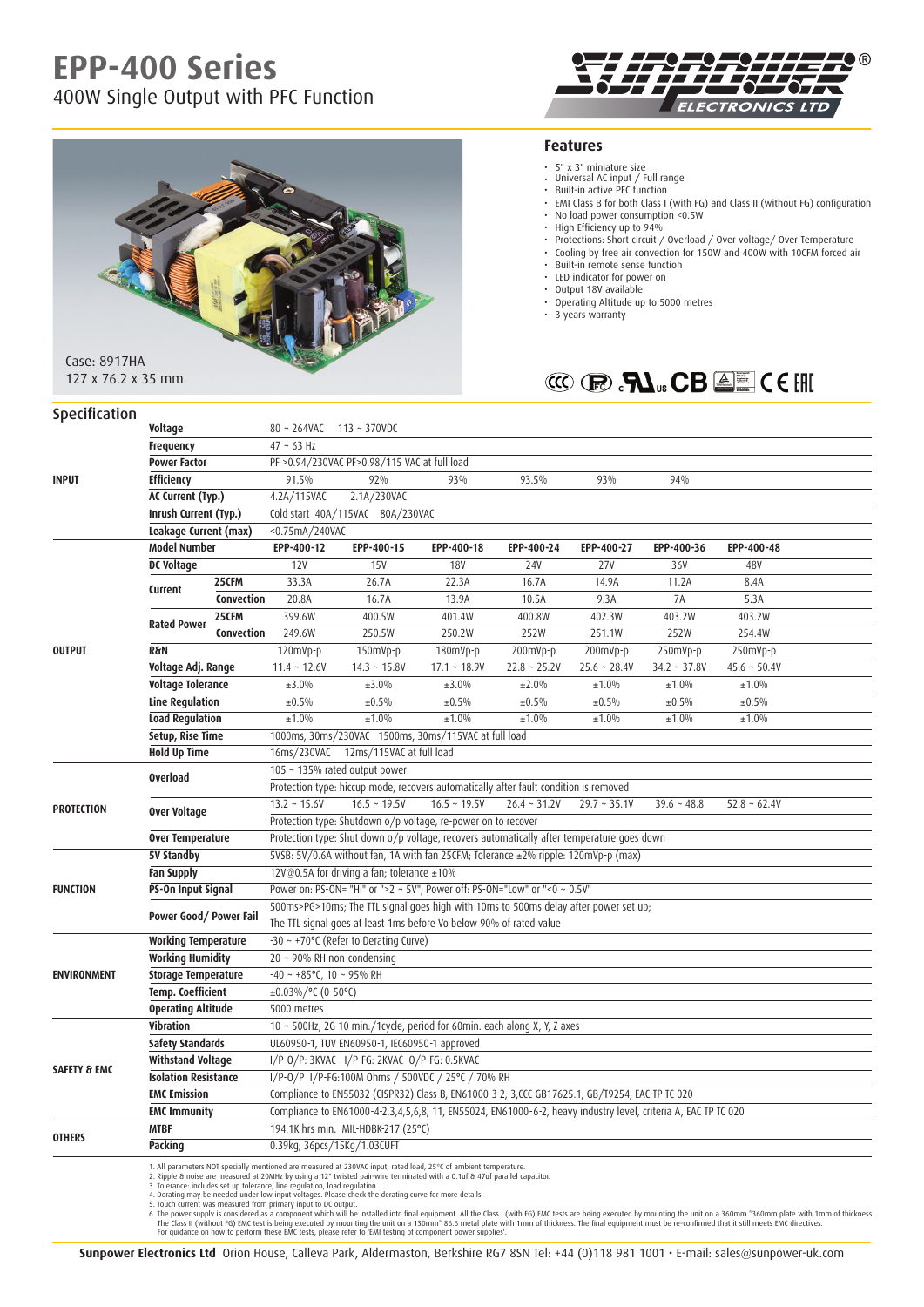# EPP-400 Series

## 400W Single Output with PFC Function

Case: 8917HA
127 x 76.2 x 35 mm

### Features

- 5" x 3" miniature size
- Universal AC input / Full range
- Built-in active PFC function
- EMI Class B for both Class I (with FG) and Class II (without FG) configuration
- No load power consumption <0.5W
- High Efficiency up to 94%
- Protections: Short circuit / Overload / Over voltage/ Over Temperature
- Cooling by free air convection for 150W and 400W with 10CFM forced air
- Built-in remote sense function
- LED indicator for power on
- Output 18V available
- Operating Altitude up to 5000 metres
- 3 years warranty

## Specification

| | | | | | | | | | |
|---|---|---|---|---|---|---|---|---|---|
| INPUT | Voltage | | 80 ~ 264VAC 113 ~ 370VDC | | | | | | |
| | Frequency | | 47 ~ 63 Hz | | | | | | |
| | Power Factor | | PF >0.94/230VAC PF>0.98/115 VAC at full load | | | | | | |
| | Efficiency | | 91.5% | 92% | 93% | 93.5% | 93% | 94% | |
| | AC Current (Typ.) | | 4.2A/115VAC 2.1A/230VAC | | | | | | |
| | Inrush Current (Typ.) | | Cold start 40A/115VAC 80A/230VAC | | | | | | |
| | Leakage Current (max) | | <0.75mA/240VAC | | | | | | |
| OUTPUT | Model Number | | EPP-400-12 | EPP-400-15 | EPP-400-18 | EPP-400-24 | EPP-400-27 | EPP-400-36 | EPP-400-48 |
| | DC Voltage | | 12V | 15V | 18V | 24V | 27V | 36V | 48V |
| | Current | 25CFM | 33.3A | 26.7A | 22.3A | 16.7A | 14.9A | 11.2A | 8.4A |
| | | Convection | 20.8A | 16.7A | 13.9A | 10.5A | 9.3A | 7A | 5.3A |
| | Rated Power | 25CFM | 399.6W | 400.5W | 401.4W | 400.8W | 402.3W | 403.2W | 403.2W |
| | | Convection | 249.6W | 250.5W | 250.2W | 252W | 251.1W | 252W | 254.4W |
| | R&N | | 120mVp-p | 150mVp-p | 180mVp-p | 200mVp-p | 200mVp-p | 250mVp-p | 250mVp-p |
| | Voltage Adj. Range | | 11.4 ~ 12.6V | 14.3 ~ 15.8V | 17.1 ~ 18.9V | 22.8 ~ 25.2V | 25.6 ~ 28.4V | 34.2 ~ 37.8V | 45.6 ~ 50.4V |
| | Voltage Tolerance | | ±3.0% | ±3.0% | ±3.0% | ±2.0% | ±1.0% | ±1.0% | ±1.0% |
| | Line Regulation | | ±0.5% | ±0.5% | ±0.5% | ±0.5% | ±0.5% | ±0.5% | ±0.5% |
| | Load Regulation | | ±1.0% | ±1.0% | ±1.0% | ±1.0% | ±1.0% | ±1.0% | ±1.0% |
| | Setup, Rise Time | | 1000ms, 30ms/230VAC 1500ms, 30ms/115VAC at full load | | | | | | |
| | Hold Up Time | | 16ms/230VAC 12ms/115VAC at full load | | | | | | |
| PROTECTION | Overload | | 105 ~ 135% rated output power | | | | | | |
| | | | Protection type: hiccup mode, recovers automatically after fault condition is removed | | | | | | |
| | Over Voltage | | 13.2 ~ 15.6V | 16.5 ~ 19.5V | 16.5 ~ 19.5V | 26.4 ~ 31.2V | 29.7 ~ 35.1V | 39.6 ~ 48.8 | 52.8 ~ 62.4V |
| | | | Protection type: Shutdown o/p voltage, re-power on to recover | | | | | | |
| | Over Temperature | | Protection type: Shut down o/p voltage, recovers automatically after temperature goes down | | | | | | |
| FUNCTION | 5V Standby | | 5VSB: 5V/0.6A without fan, 1A with fan 25CFM; Tolerance ±2% ripple: 120mVp-p (max) | | | | | | |
| | Fan Supply | | 12V@0.5A for driving a fan; tolerance ±10% | | | | | | |
| | PS-On Input Signal | | Power on: PS-ON= "Hi" or ">2 ~ 5V"; Power off: PS-ON="Low" or "<0 ~ 0.5V" | | | | | | |
| | Power Good/ Power Fail | | 500ms>PG>10ms; The TTL signal goes high with 10ms to 500ms delay after power set up; | | | | | | |
| | | | The TTL signal goes at least 1ms before Vo below 90% of rated value | | | | | | |
| ENVIRONMENT | Working Temperature | | -30 ~ +70°C (Refer to Derating Curve) | | | | | | |
| | Working Humidity | | 20 ~ 90% RH non-condensing | | | | | | |
| | Storage Temperature | | -40 ~ +85°C, 10 ~ 95% RH | | | | | | |
| | Temp. Coefficient | | ±0.03%/°C (0-50°C) | | | | | | |
| | Operating Altitude | | 5000 metres | | | | | | |
| SAFETY & EMC | Vibration | | 10 ~ 500Hz, 2G 10 min./1cycle, period for 60min. each along X, Y, Z axes | | | | | | |
| | Safety Standards | | UL60950-1, TUV EN60950-1, IEC60950-1 approved | | | | | | |
| | Withstand Voltage | | I/P-O/P: 3KVAC I/P-FG: 2KVAC O/P-FG: 0.5KVAC | | | | | | |
| | Isolation Resistance | | I/P-O/P I/P-FG:100M Ohms / 500VDC / 25°C / 70% RH | | | | | | |
| | EMC Emission | | Compliance to EN55032 (CISPR32) Class B, EN61000-3-2,-3,CCC GB17625.1, GB/T9254, EAC TP TC 020 | | | | | | |
| | EMC Immunity | | Compliance to EN61000-4-2,3,4,5,6,8, 11, EN55024, EN61000-6-2, heavy industry level, criteria A, EAC TP TC 020 | | | | | | |
| OTHERS | MTBF | | 194.1K hrs min. MIL-HDBK-217 (25°C) | | | | | | |
| | Packing | | 0.39kg; 36pcs/15Kg/1.03CUFT | | | | | | |

1. All parameters NOT specially mentioned are measured at 230VAC input, rated load, 25°C of ambient temperature.
2. Ripple & noise are measured at 20MHz by using a 12" twisted pair-wire terminated with a 0.1uf & 47uf parallel capacitor.
3. Tolerance: includes set up tolerance, line regulation, load regulation.
4. Derating may be needed under low input voltages. Please check the derating curve for more details.
5. Touch current was measured from primary input to DC output.
6. The power supply is considered as a component which will be installed into final equipment. All the Class I (with FG) EMC tests are being executed by mounting the unit on a 360mm *360mm plate with 1mm of thickness. The Class II (without FG) EMC test is being executed by mounting the unit on a 130mm* 86.6 metal plate with 1mm of thickness. The final equipment must be re-confirmed that it still meets EMC directives. For guidance on how to perform these EMC tests, please refer to 'EMI testing of component power supplies'.

**Sunpower Electronics Ltd** Orion House, Calleva Park, Aldermaston, Berkshire RG7 8SN Tel: +44 (0)118 981 1001 • E-mail: sales@sunpower-uk.com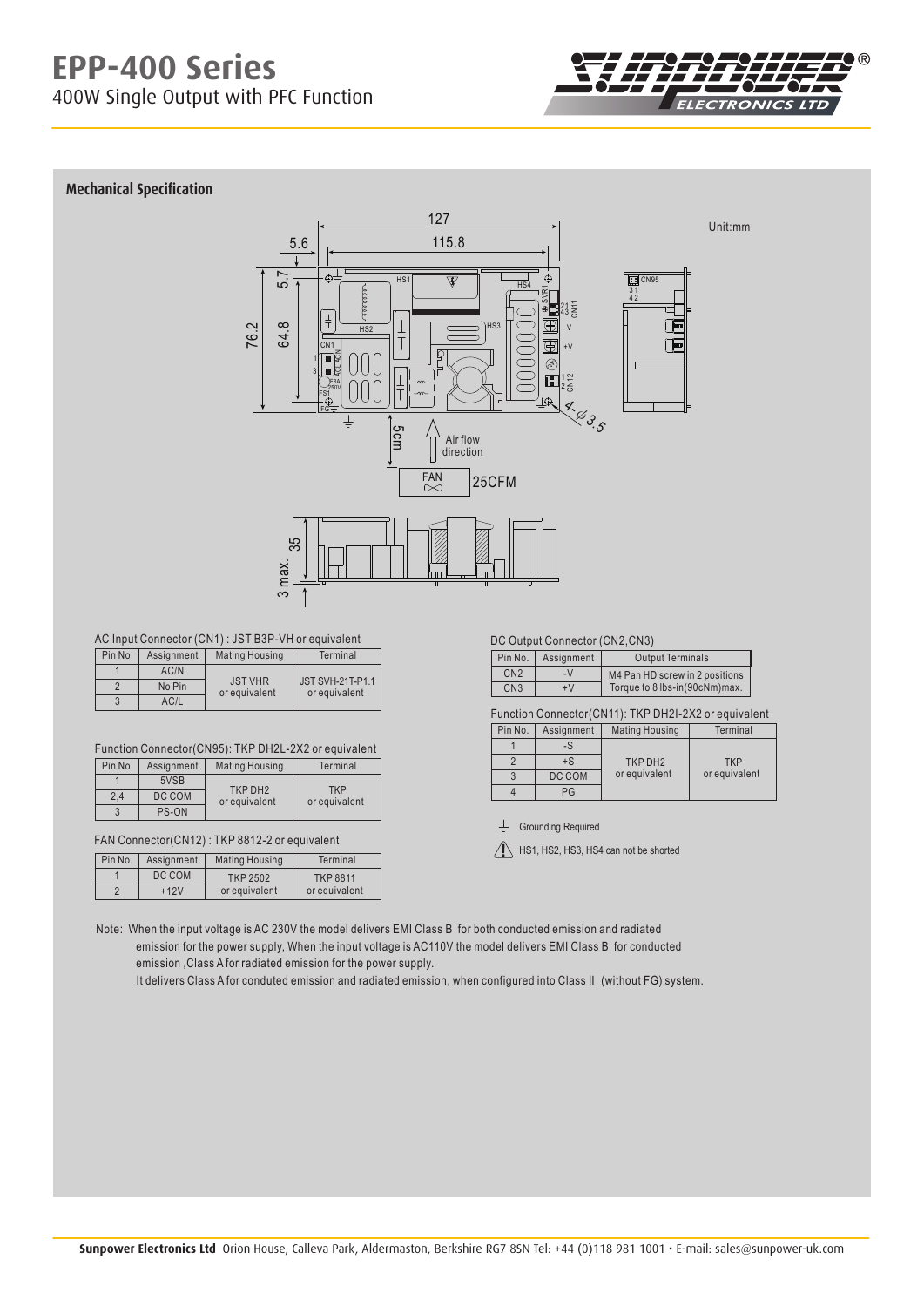## Mechanical Specification

Unit:mm

AC Input Connector (CN1) : JST B3P-VH or equivalent

| Pin No. | Assignment | Mating Housing | Terminal |
| --- | --- | --- | --- |
| 1 | AC/N | JST VHR or equivalent | JST SVH-21T-P1.1 or equivalent |
| 2 | No Pin | | |
| 3 | AC/L | | |

Function Connector(CN95): TKP DH2L-2X2 or equivalent

| Pin No. | Assignment | Mating Housing | Terminal |
| --- | --- | --- | --- |
| 1 | 5VSB | TKP DH2 or equivalent | TKP or equivalent |
| 2,4 | DC COM | | |
| 3 | PS-ON | | |

FAN Connector(CN12) : TKP 8812-2 or equivalent

| Pin No. | Assignment | Mating Housing | Terminal |
| --- | --- | --- | --- |
| 1 | DC COM | TKP 2502 or equivalent | TKP 8811 or equivalent |
| 2 | +12V | | |

DC Output Connector (CN2,CN3)

| Pin No. | Assignment | Output Terminals |
| --- | --- | --- |
| CN2 | -V | M4 Pan HD screw in 2 positions Torque to 8 lbs-in(90cNm)max. |
| CN3 | +V | |

Function Connector(CN11): TKP DH2I-2X2 or equivalent

| Pin No. | Assignment | Mating Housing | Terminal |
| --- | --- | --- | --- |
| 1 | -S | TKP DH2 or equivalent | TKP or equivalent |
| 2 | +S | | |
| 3 | DC COM | | |
| 4 | PG | | |

⏚ Grounding Required

⚠ HS1, HS2, HS3, HS4 can not be shorted

Note: When the input voltage is AC 230V the model delivers EMI Class B for both conducted emission and radiated emission for the power supply, When the input voltage is AC110V the model delivers EMI Class B for conducted emission ,Class A for radiated emission for the power supply.

It delivers Class A for conduted emission and radiated emission, when configured into Class II (without FG) system.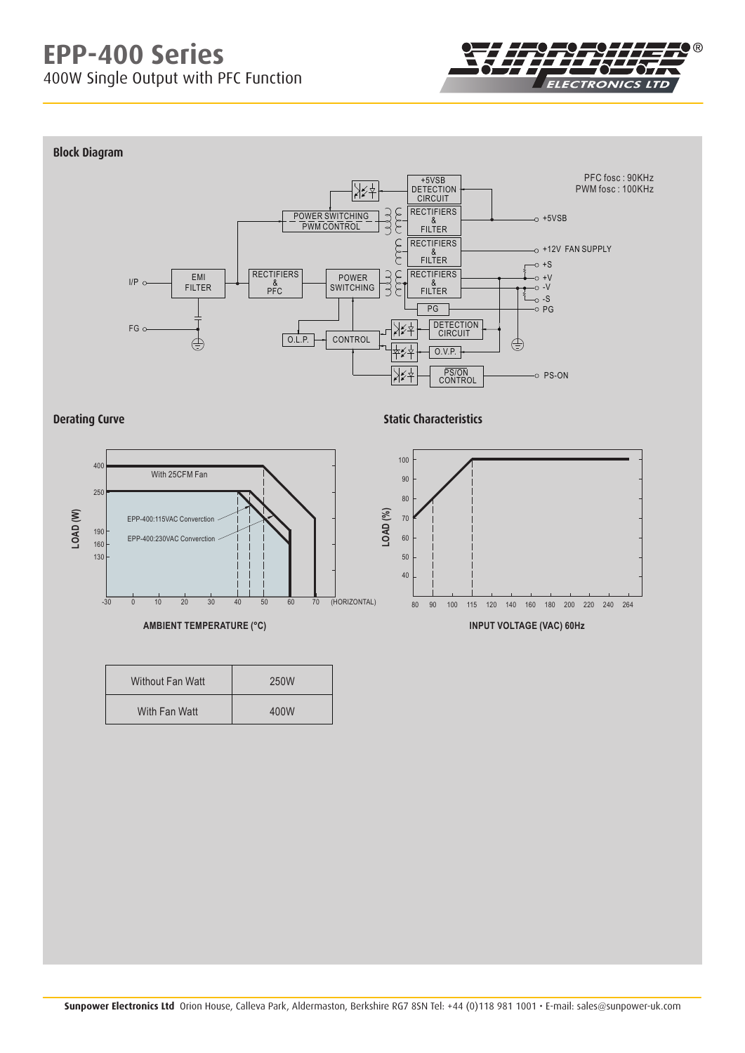# EPP-400 Series

400W Single Output with PFC Function

## Block Diagram

PFC fosc : 90KHz
PWM fosc : 100KHz

I/P
FG
EMI FILTER
RECTIFIERS & PFC
POWER SWITCHING
POWER SWITCHING PWM CONTROL
+5VSB DETECTION CIRCUIT
RECTIFIERS & FILTER
RECTIFIERS & FILTER
RECTIFIERS & FILTER
PG
DETECTION CIRCUIT
O.V.P.
PS/ON CONTROL
O.L.P.
CONTROL
+5VSB
+12V FAN SUPPLY
+S
+V
-V
-S
PG
PS-ON

## Derating Curve

LOAD (W)
400
250
190
160
130
With 25CFM Fan
EPP-400:115VAC Converction
EPP-400:230VAC Converction
-30 0 10 20 30 40 50 60 70 (HORIZONTAL)
AMBIENT TEMPERATURE (°C)

## Static Characteristics

LOAD (%)
100
90
80
70
60
50
40
80 90 100 115 120 140 160 180 200 220 240 264
INPUT VOLTAGE (VAC) 60Hz

| | |
|---|---|
| Without Fan Watt | 250W |
| With Fan Watt | 400W |